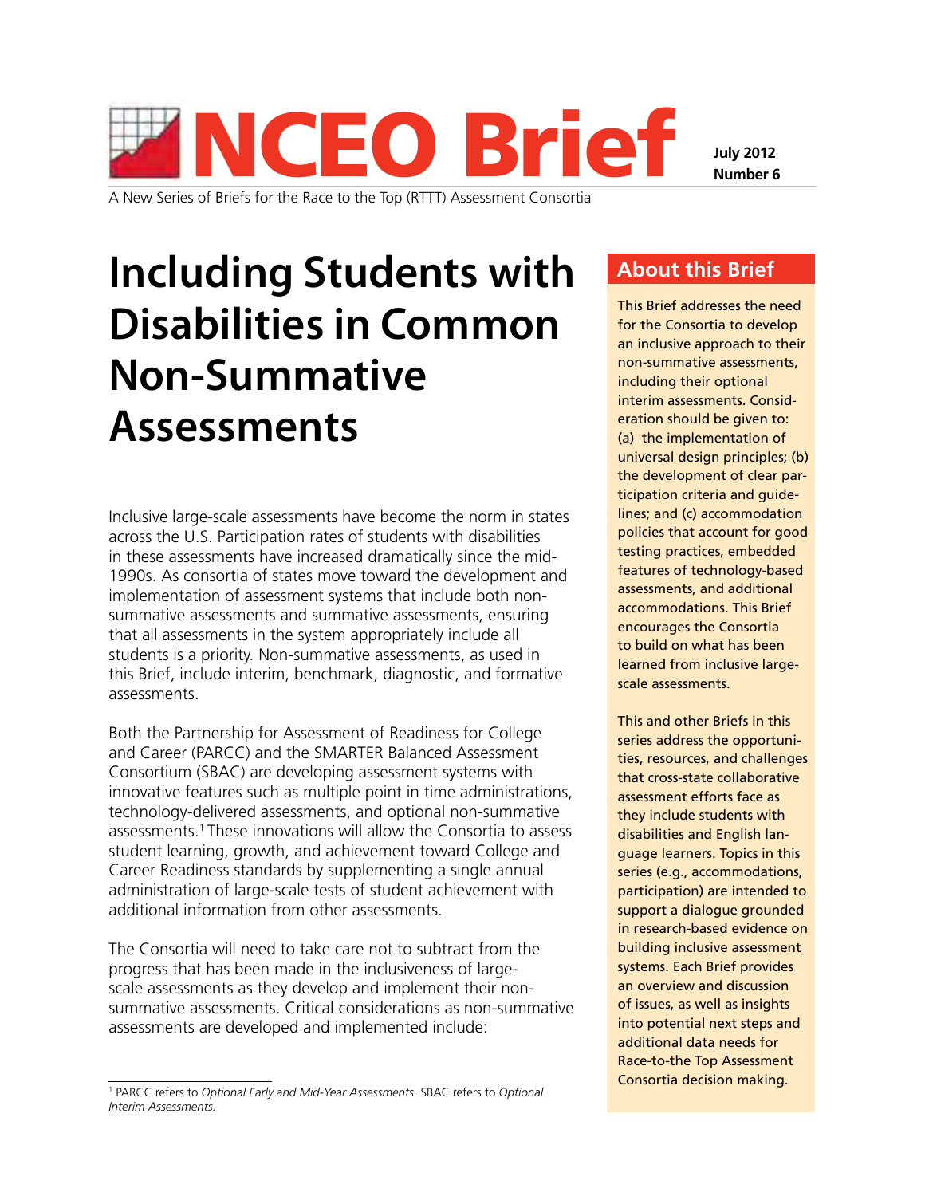# NCEO Brief

**July 2012**
**Number 6**

A New Series of Briefs for the Race to the Top (RTTT) Assessment Consortia

# Including Students with Disabilities in Common Non-Summative Assessments

Inclusive large-scale assessments have become the norm in states across the U.S. Participation rates of students with disabilities in these assessments have increased dramatically since the mid-1990s. As consortia of states move toward the development and implementation of assessment systems that include both non-summative assessments and summative assessments, ensuring that all assessments in the system appropriately include all students is a priority. Non-summative assessments, as used in this Brief, include interim, benchmark, diagnostic, and formative assessments.

Both the Partnership for Assessment of Readiness for College and Career (PARCC) and the SMARTER Balanced Assessment Consortium (SBAC) are developing assessment systems with innovative features such as multiple point in time administrations, technology-delivered assessments, and optional non-summative assessments.[1] These innovations will allow the Consortia to assess student learning, growth, and achievement toward College and Career Readiness standards by supplementing a single annual administration of large-scale tests of student achievement with additional information from other assessments.

The Consortia will need to take care not to subtract from the progress that has been made in the inclusiveness of large-scale assessments as they develop and implement their non-summative assessments. Critical considerations as non-summative assessments are developed and implemented include:

[1] PARCC refers to *Optional Early and Mid-Year Assessments.* SBAC refers to *Optional Interim Assessments.*

## About this Brief

This Brief addresses the need for the Consortia to develop an inclusive approach to their non-summative assessments, including their optional interim assessments. Consideration should be given to: (a) the implementation of universal design principles; (b) the development of clear participation criteria and guidelines; and (c) accommodation policies that account for good testing practices, embedded features of technology-based assessments, and additional accommodations. This Brief encourages the Consortia to build on what has been learned from inclusive large-scale assessments.

This and other Briefs in this series address the opportunities, resources, and challenges that cross-state collaborative assessment efforts face as they include students with disabilities and English language learners. Topics in this series (e.g., accommodations, participation) are intended to support a dialogue grounded in research-based evidence on building inclusive assessment systems. Each Brief provides an overview and discussion of issues, as well as insights into potential next steps and additional data needs for Race-to-the Top Assessment Consortia decision making.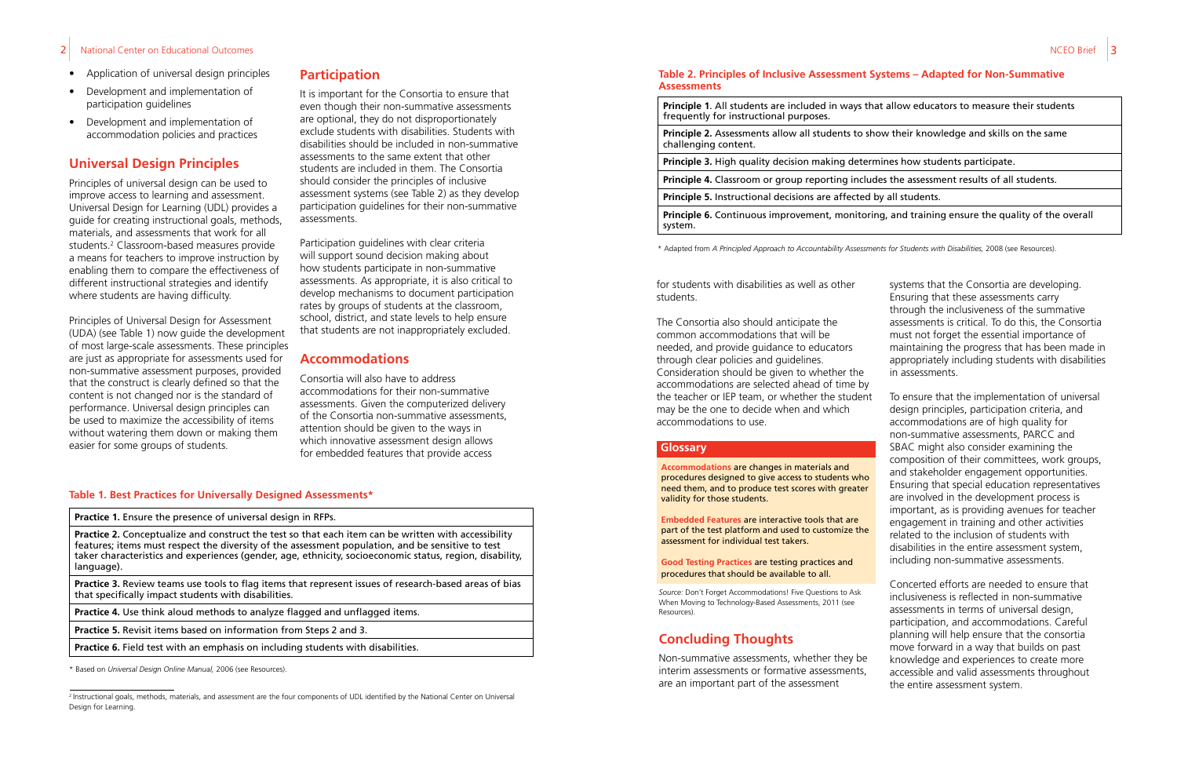- Application of universal design principles
- Development and implementation of participation guidelines
- Development and implementation of accommodation policies and practices

## Universal Design Principles

Principles of universal design can be used to improve access to learning and assessment. Universal Design for Learning (UDL) provides a guide for creating instructional goals, methods, materials, and assessments that work for all students.[2] Classroom-based measures provide a means for teachers to improve instruction by enabling them to compare the effectiveness of different instructional strategies and identify where students are having difficulty.

Principles of Universal Design for Assessment (UDA) (see Table 1) now guide the development of most large-scale assessments. These principles are just as appropriate for assessments used for non-summative assessment purposes, provided that the construct is clearly defined so that the content is not changed nor is the standard of performance. Universal design principles can be used to maximize the accessibility of items without watering them down or making them easier for some groups of students.

## Participation

It is important for the Consortia to ensure that even though their non-summative assessments are optional, they do not disproportionately exclude students with disabilities. Students with disabilities should be included in non-summative assessments to the same extent that other students are included in them. The Consortia should consider the principles of inclusive assessment systems (see Table 2) as they develop participation guidelines for their non-summative assessments.

Participation guidelines with clear criteria will support sound decision making about how students participate in non-summative assessments. As appropriate, it is also critical to develop mechanisms to document participation rates by groups of students at the classroom, school, district, and state levels to help ensure that students are not inappropriately excluded.

## Accommodations

Consortia will also have to address accommodations for their non-summative assessments. Given the computerized delivery of the Consortia non-summative assessments, attention should be given to the ways in which innovative assessment design allows for embedded features that provide access for students with disabilities as well as other students.

The Consortia also should anticipate the common accommodations that will be needed, and provide guidance to educators through clear policies and guidelines. Consideration should be given to whether the accommodations are selected ahead of time by the teacher or IEP team, or whether the student may be the one to decide when and which accommodations to use.

**Table 1. Best Practices for Universally Designed Assessments***

| |
|---|
| **Practice 1.** Ensure the presence of universal design in RFPs. |
| **Practice 2.** Conceptualize and construct the test so that each item can be written with accessibility features; items must respect the diversity of the assessment population, and be sensitive to test taker characteristics and experiences (gender, age, ethnicity, socioeconomic status, region, disability, language). |
| **Practice 3.** Review teams use tools to flag items that represent issues of research-based areas of bias that specifically impact students with disabilities. |
| **Practice 4.** Use think aloud methods to analyze flagged and unflagged items. |
| **Practice 5.** Revisit items based on information from Steps 2 and 3. |
| **Practice 6.** Field test with an emphasis on including students with disabilities. |

\* Based on *Universal Design Online Manual,* 2006 (see Resources).

[2] Instructional goals, methods, materials, and assessment are the four components of UDL identified by the National Center on Universal Design for Learning.

**Table 2. Principles of Inclusive Assessment Systems – Adapted for Non-Summative Assessments**

| |
|---|
| **Principle 1.** All students are included in ways that allow educators to measure their students frequently for instructional purposes. |
| **Principle 2.** Assessments allow all students to show their knowledge and skills on the same challenging content. |
| **Principle 3.** High quality decision making determines how students participate. |
| **Principle 4.** Classroom or group reporting includes the assessment results of all students. |
| **Principle 5.** Instructional decisions are affected by all students. |
| **Principle 6.** Continuous improvement, monitoring, and training ensure the quality of the overall system. |

\* Adapted from *A Principled Approach to Accountability Assessments for Students with Disabilities,* 2008 (see Resources).

### Glossary

**Accommodations** are changes in materials and procedures designed to give access to students who need them, and to produce test scores with greater validity for those students.

**Embedded Features** are interactive tools that are part of the test platform and used to customize the assessment for individual test takers.

**Good Testing Practices** are testing practices and procedures that should be available to all.

*Source:* Don't Forget Accommodations! Five Questions to Ask When Moving to Technology-Based Assessments, 2011 (see Resources).

## Concluding Thoughts

Non-summative assessments, whether they be interim assessments or formative assessments, are an important part of the assessment systems that the Consortia are developing. Ensuring that these assessments carry through the inclusiveness of the summative assessments is critical. To do this, the Consortia must not forget the essential importance of maintaining the progress that has been made in appropriately including students with disabilities in assessments.

To ensure that the implementation of universal design principles, participation criteria, and accommodations are of high quality for non-summative assessments, PARCC and SBAC might also consider examining the composition of their committees, work groups, and stakeholder engagement opportunities. Ensuring that special education representatives are involved in the development process is important, as is providing avenues for teacher engagement in training and other activities related to the inclusion of students with disabilities in the entire assessment system, including non-summative assessments.

Concerted efforts are needed to ensure that inclusiveness is reflected in non-summative assessments in terms of universal design, participation, and accommodations. Careful planning will help ensure that the consortia move forward in a way that builds on past knowledge and experiences to create more accessible and valid assessments throughout the entire assessment system.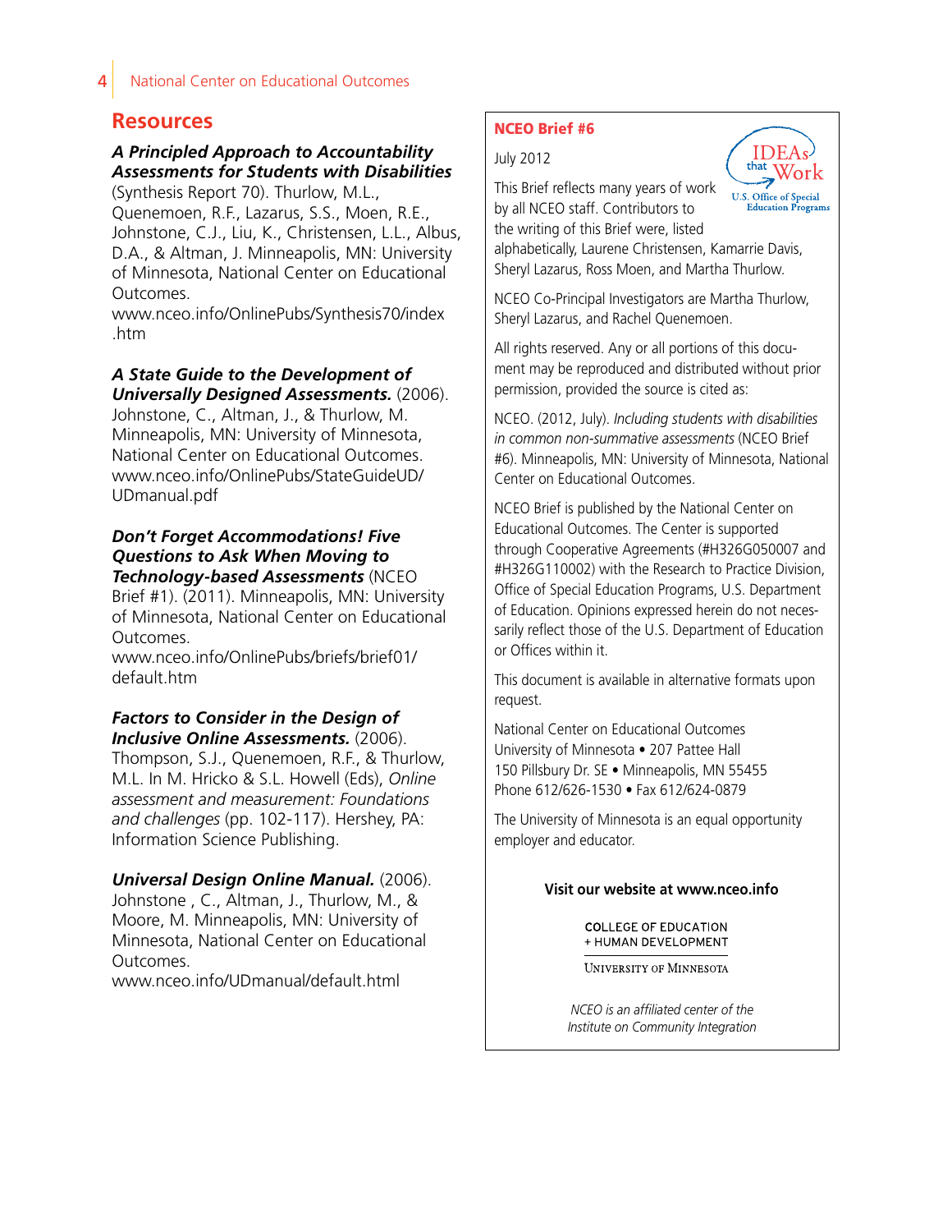## Resources

***A Principled Approach to Accountability Assessments for Students with Disabilities*** (Synthesis Report 70). Thurlow, M.L., Quenemoen, R.F., Lazarus, S.S., Moen, R.E., Johnstone, C.J., Liu, K., Christensen, L.L., Albus, D.A., & Altman, J. Minneapolis, MN: University of Minnesota, National Center on Educational Outcomes.
www.nceo.info/OnlinePubs/Synthesis70/index.htm

***A State Guide to the Development of Universally Designed Assessments.*** (2006). Johnstone, C., Altman, J., & Thurlow, M. Minneapolis, MN: University of Minnesota, National Center on Educational Outcomes. www.nceo.info/OnlinePubs/StateGuideUD/UDmanual.pdf

***Don't Forget Accommodations! Five Questions to Ask When Moving to Technology-based Assessments*** (NCEO Brief #1). (2011). Minneapolis, MN: University of Minnesota, National Center on Educational Outcomes.
www.nceo.info/OnlinePubs/briefs/brief01/default.htm

***Factors to Consider in the Design of Inclusive Online Assessments.*** (2006). Thompson, S.J., Quenemoen, R.F., & Thurlow, M.L. In M. Hricko & S.L. Howell (Eds), *Online assessment and measurement: Foundations and challenges* (pp. 102-117). Hershey, PA: Information Science Publishing.

***Universal Design Online Manual.*** (2006). Johnstone , C., Altman, J., Thurlow, M., & Moore, M. Minneapolis, MN: University of Minnesota, National Center on Educational Outcomes.
www.nceo.info/UDmanual/default.html

---

**NCEO Brief #6**

July 2012

IDEAs that Work
U.S. Office of Special Education Programs

This Brief reflects many years of work by all NCEO staff. Contributors to the writing of this Brief were, listed alphabetically, Laurene Christensen, Kamarrie Davis, Sheryl Lazarus, Ross Moen, and Martha Thurlow.

NCEO Co-Principal Investigators are Martha Thurlow, Sheryl Lazarus, and Rachel Quenemoen.

All rights reserved. Any or all portions of this document may be reproduced and distributed without prior permission, provided the source is cited as:

NCEO. (2012, July). *Including students with disabilities in common non-summative assessments* (NCEO Brief #6). Minneapolis, MN: University of Minnesota, National Center on Educational Outcomes.

NCEO Brief is published by the National Center on Educational Outcomes. The Center is supported through Cooperative Agreements (#H326G050007 and #H326G110002) with the Research to Practice Division, Office of Special Education Programs, U.S. Department of Education. Opinions expressed herein do not necessarily reflect those of the U.S. Department of Education or Offices within it.

This document is available in alternative formats upon request.

National Center on Educational Outcomes
University of Minnesota • 207 Pattee Hall
150 Pillsbury Dr. SE • Minneapolis, MN 55455
Phone 612/626-1530 • Fax 612/624-0879

The University of Minnesota is an equal opportunity employer and educator.

**Visit our website at www.nceo.info**

COLLEGE OF EDUCATION
+ HUMAN DEVELOPMENT
UNIVERSITY OF MINNESOTA

*NCEO is an affiliated center of the Institute on Community Integration*